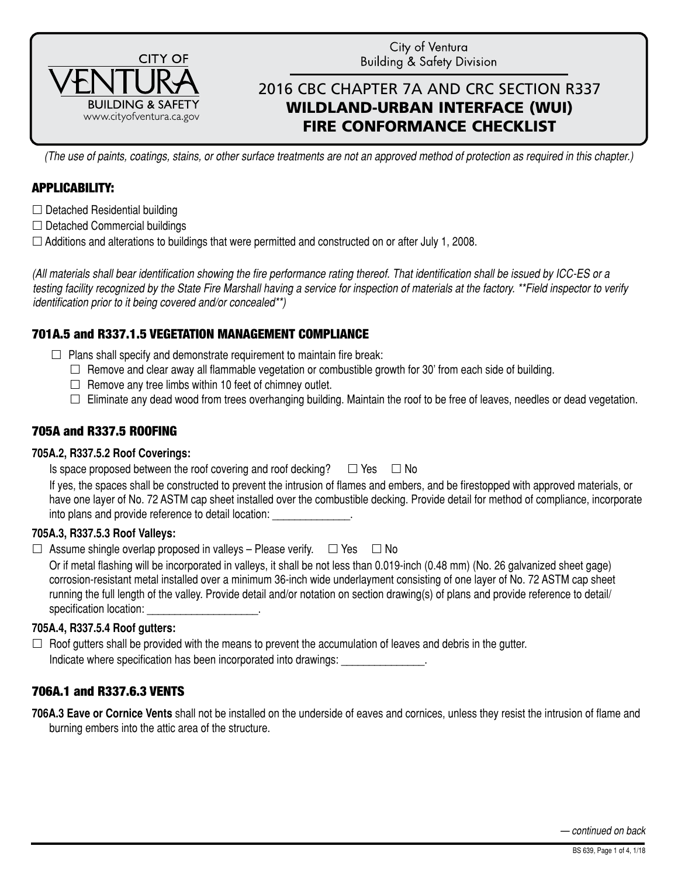CITY OF
VENTURA
BUILDING & SAFETY
www.cityofventura.ca.gov

City of Ventura
Building & Safety Division

# 2016 CBC CHAPTER 7A AND CRC SECTION R337
# WILDLAND-URBAN INTERFACE (WUI) FIRE CONFORMANCE CHECKLIST

*(The use of paints, coatings, stains, or other surface treatments are not an approved method of protection as required in this chapter.)*

## APPLICABILITY:

☐ Detached Residential building
☐ Detached Commercial buildings
☐ Additions and alterations to buildings that were permitted and constructed on or after July 1, 2008.

*(All materials shall bear identification showing the fire performance rating thereof. That identification shall be issued by ICC-ES or a testing facility recognized by the State Fire Marshall having a service for inspection of materials at the factory. **Field inspector to verify identification prior to it being covered and/or concealed**)*

## 701A.5 and R337.1.5 VEGETATION MANAGEMENT COMPLIANCE

- ☐ Plans shall specify and demonstrate requirement to maintain fire break:
  - ☐ Remove and clear away all flammable vegetation or combustible growth for 30' from each side of building.
  - ☐ Remove any tree limbs within 10 feet of chimney outlet.
  - ☐ Eliminate any dead wood from trees overhanging building. Maintain the roof to be free of leaves, needles or dead vegetation.

## 705A and R337.5 ROOFING

### 705A.2, R337.5.2 Roof Coverings:

Is space proposed between the roof covering and roof decking? ☐ Yes ☐ No

If yes, the spaces shall be constructed to prevent the intrusion of flames and embers, and be firestopped with approved materials, or have one layer of No. 72 ASTM cap sheet installed over the combustible decking. Provide detail for method of compliance, incorporate into plans and provide reference to detail location: ______________.

### 705A.3, R337.5.3 Roof Valleys:

☐ Assume shingle overlap proposed in valleys – Please verify. ☐ Yes ☐ No

Or if metal flashing will be incorporated in valleys, it shall be not less than 0.019-inch (0.48 mm) (No. 26 galvanized sheet gage) corrosion-resistant metal installed over a minimum 36-inch wide underlayment consisting of one layer of No. 72 ASTM cap sheet running the full length of the valley. Provide detail and/or notation on section drawing(s) of plans and provide reference to detail/specification location: ____________________.

### 705A.4, R337.5.4 Roof gutters:

☐ Roof gutters shall be provided with the means to prevent the accumulation of leaves and debris in the gutter.
Indicate where specification has been incorporated into drawings: _______________.

## 706A.1 and R337.6.3 VENTS

**706A.3 Eave or Cornice Vents** shall not be installed on the underside of eaves and cornices, unless they resist the intrusion of flame and burning embers into the attic area of the structure.

*— continued on back*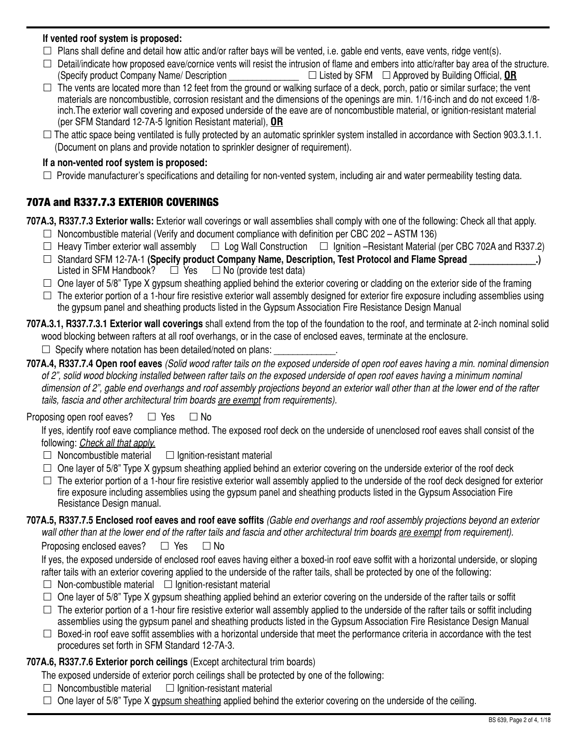**If vented roof system is proposed:**

- ☐ Plans shall define and detail how attic and/or rafter bays will be vented, i.e. gable end vents, eave vents, ridge vent(s).
- ☐ Detail/indicate how proposed eave/cornice vents will resist the intrusion of flame and embers into attic/rafter bay area of the structure. (Specify product Company Name/ Description _______________ ☐ Listed by SFM ☐ Approved by Building Official, **OR**
- ☐ The vents are located more than 12 feet from the ground or walking surface of a deck, porch, patio or similar surface; the vent materials are noncombustible, corrosion resistant and the dimensions of the openings are min. 1/16-inch and do not exceed 1/8-inch.The exterior wall covering and exposed underside of the eave are of noncombustible material, or ignition-resistant material (per SFM Standard 12-7A-5 Ignition Resistant material), **OR**
- ☐ The attic space being ventilated is fully protected by an automatic sprinkler system installed in accordance with Section 903.3.1.1. (Document on plans and provide notation to sprinkler designer of requirement).

**If a non-vented roof system is proposed:**

- ☐ Provide manufacturer's specifications and detailing for non-vented system, including air and water permeability testing data.

## 707A and R337.7.3 EXTERIOR COVERINGS

**707A.3, R337.7.3 Exterior walls:** Exterior wall coverings or wall assemblies shall comply with one of the following: Check all that apply.

- ☐ Noncombustible material (Verify and document compliance with definition per CBC 202 – ASTM 136)
- ☐ Heavy Timber exterior wall assembly ☐ Log Wall Construction ☐ Ignition –Resistant Material (per CBC 702A and R337.2)
- ☐ Standard SFM 12-7A-1 **(Specify product Company Name, Description, Test Protocol and Flame Spread ______________.)** Listed in SFM Handbook? ☐ Yes ☐ No (provide test data)
- ☐ One layer of 5/8" Type X gypsum sheathing applied behind the exterior covering or cladding on the exterior side of the framing
- ☐ The exterior portion of a 1-hour fire resistive exterior wall assembly designed for exterior fire exposure including assemblies using the gypsum panel and sheathing products listed in the Gypsum Association Fire Resistance Design Manual

**707A.3.1, R337.7.3.1 Exterior wall coverings** shall extend from the top of the foundation to the roof, and terminate at 2-inch nominal solid wood blocking between rafters at all roof overhangs, or in the case of enclosed eaves, terminate at the enclosure.

- ☐ Specify where notation has been detailed/noted on plans: _____________.

**707A.4, R337.7.4 Open roof eaves** *(Solid wood rafter tails on the exposed underside of open roof eaves having a min. nominal dimension of 2", solid wood blocking installed between rafter tails on the exposed underside of open roof eaves having a minimum nominal dimension of 2", gable end overhangs and roof assembly projections beyond an exterior wall other than at the lower end of the rafter tails, fascia and other architectural trim boards are exempt from requirements).*

Proposing open roof eaves? ☐ Yes ☐ No

If yes, identify roof eave compliance method. The exposed roof deck on the underside of unenclosed roof eaves shall consist of the following: *Check all that apply.*

- ☐ Noncombustible material ☐ Ignition-resistant material
- ☐ One layer of 5/8" Type X gypsum sheathing applied behind an exterior covering on the underside exterior of the roof deck
- ☐ The exterior portion of a 1-hour fire resistive exterior wall assembly applied to the underside of the roof deck designed for exterior fire exposure including assemblies using the gypsum panel and sheathing products listed in the Gypsum Association Fire Resistance Design manual.

**707A.5, R337.7.5 Enclosed roof eaves and roof eave soffits** *(Gable end overhangs and roof assembly projections beyond an exterior wall other than at the lower end of the rafter tails and fascia and other architectural trim boards are exempt from requirement).*

Proposing enclosed eaves? ☐ Yes ☐ No

If yes, the exposed underside of enclosed roof eaves having either a boxed-in roof eave soffit with a horizontal underside, or sloping rafter tails with an exterior covering applied to the underside of the rafter tails, shall be protected by one of the following:

- ☐ Non-combustible material ☐ Ignition-resistant material
- ☐ One layer of 5/8" Type X gypsum sheathing applied behind an exterior covering on the underside of the rafter tails or soffit
- ☐ The exterior portion of a 1-hour fire resistive exterior wall assembly applied to the underside of the rafter tails or soffit including assemblies using the gypsum panel and sheathing products listed in the Gypsum Association Fire Resistance Design Manual
- ☐ Boxed-in roof eave soffit assemblies with a horizontal underside that meet the performance criteria in accordance with the test procedures set forth in SFM Standard 12-7A-3.

**707A.6, R337.7.6 Exterior porch ceilings** (Except architectural trim boards)

The exposed underside of exterior porch ceilings shall be protected by one of the following:

- ☐ Noncombustible material ☐ Ignition-resistant material
- ☐ One layer of 5/8" Type X gypsum sheathing applied behind the exterior covering on the underside of the ceiling.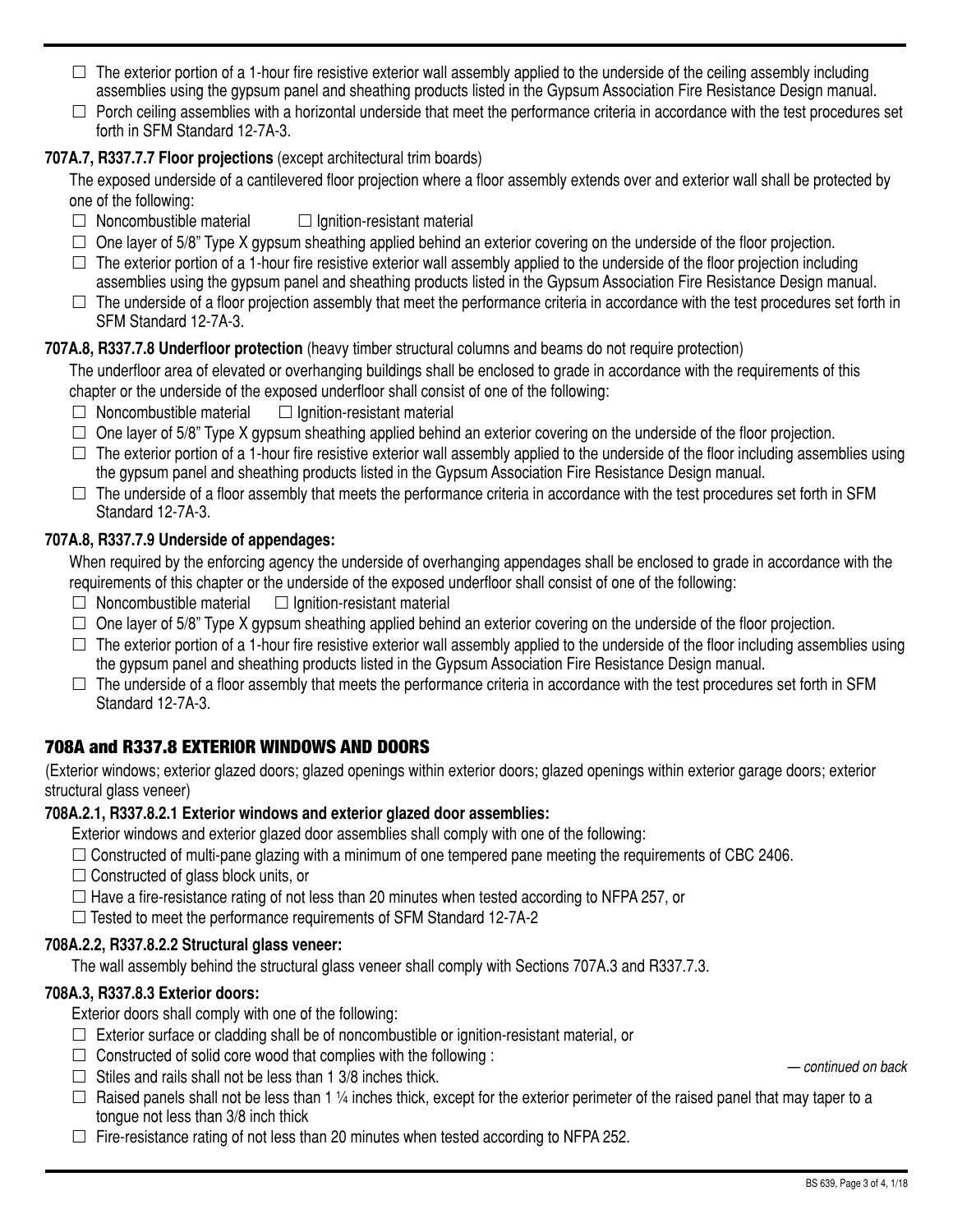- ☐ The exterior portion of a 1-hour fire resistive exterior wall assembly applied to the underside of the ceiling assembly including assemblies using the gypsum panel and sheathing products listed in the Gypsum Association Fire Resistance Design manual.
- ☐ Porch ceiling assemblies with a horizontal underside that meet the performance criteria in accordance with the test procedures set forth in SFM Standard 12-7A-3.

**707A.7, R337.7.7 Floor projections** (except architectural trim boards)

The exposed underside of a cantilevered floor projection where a floor assembly extends over and exterior wall shall be protected by one of the following:

- ☐ Noncombustible material ☐ Ignition-resistant material
- ☐ One layer of 5/8" Type X gypsum sheathing applied behind an exterior covering on the underside of the floor projection.
- ☐ The exterior portion of a 1-hour fire resistive exterior wall assembly applied to the underside of the floor projection including assemblies using the gypsum panel and sheathing products listed in the Gypsum Association Fire Resistance Design manual.
- ☐ The underside of a floor projection assembly that meet the performance criteria in accordance with the test procedures set forth in SFM Standard 12-7A-3.

**707A.8, R337.7.8 Underfloor protection** (heavy timber structural columns and beams do not require protection)

The underfloor area of elevated or overhanging buildings shall be enclosed to grade in accordance with the requirements of this chapter or the underside of the exposed underfloor shall consist of one of the following:

- ☐ Noncombustible material ☐ Ignition-resistant material
- ☐ One layer of 5/8" Type X gypsum sheathing applied behind an exterior covering on the underside of the floor projection.
- ☐ The exterior portion of a 1-hour fire resistive exterior wall assembly applied to the underside of the floor including assemblies using the gypsum panel and sheathing products listed in the Gypsum Association Fire Resistance Design manual.
- ☐ The underside of a floor assembly that meets the performance criteria in accordance with the test procedures set forth in SFM Standard 12-7A-3.

**707A.8, R337.7.9 Underside of appendages:**

When required by the enforcing agency the underside of overhanging appendages shall be enclosed to grade in accordance with the requirements of this chapter or the underside of the exposed underfloor shall consist of one of the following:

- ☐ Noncombustible material ☐ Ignition-resistant material
- ☐ One layer of 5/8" Type X gypsum sheathing applied behind an exterior covering on the underside of the floor projection.
- ☐ The exterior portion of a 1-hour fire resistive exterior wall assembly applied to the underside of the floor including assemblies using the gypsum panel and sheathing products listed in the Gypsum Association Fire Resistance Design manual.
- ☐ The underside of a floor assembly that meets the performance criteria in accordance with the test procedures set forth in SFM Standard 12-7A-3.

## 708A and R337.8 EXTERIOR WINDOWS AND DOORS

(Exterior windows; exterior glazed doors; glazed openings within exterior doors; glazed openings within exterior garage doors; exterior structural glass veneer)

**708A.2.1, R337.8.2.1 Exterior windows and exterior glazed door assemblies:**

Exterior windows and exterior glazed door assemblies shall comply with one of the following:

- ☐ Constructed of multi-pane glazing with a minimum of one tempered pane meeting the requirements of CBC 2406.
- ☐ Constructed of glass block units, or
- ☐ Have a fire-resistance rating of not less than 20 minutes when tested according to NFPA 257, or
- ☐ Tested to meet the performance requirements of SFM Standard 12-7A-2

**708A.2.2, R337.8.2.2 Structural glass veneer:**

The wall assembly behind the structural glass veneer shall comply with Sections 707A.3 and R337.7.3.

**708A.3, R337.8.3 Exterior doors:**

Exterior doors shall comply with one of the following:

- ☐ Exterior surface or cladding shall be of noncombustible or ignition-resistant material, or
- ☐ Constructed of solid core wood that complies with the following :
- ☐ Stiles and rails shall not be less than 1 3/8 inches thick.
- ☐ Raised panels shall not be less than 1 ¼ inches thick, except for the exterior perimeter of the raised panel that may taper to a tongue not less than 3/8 inch thick
- ☐ Fire-resistance rating of not less than 20 minutes when tested according to NFPA 252.

*— continued on back*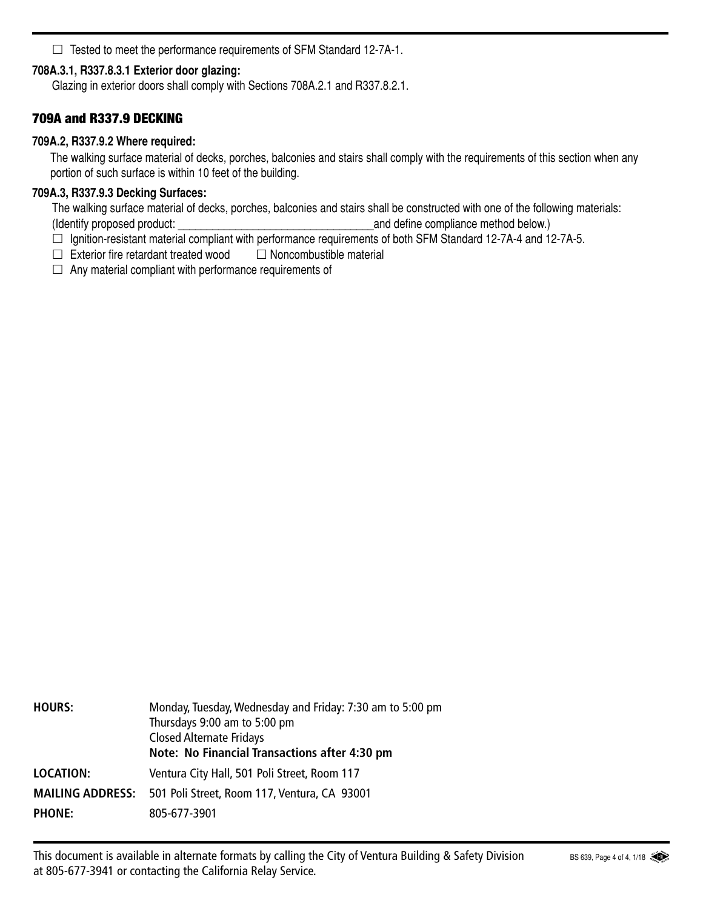☐ Tested to meet the performance requirements of SFM Standard 12-7A-1.

**708A.3.1, R337.8.3.1 Exterior door glazing:**

Glazing in exterior doors shall comply with Sections 708A.2.1 and R337.8.2.1.

## 709A and R337.9 DECKING

**709A.2, R337.9.2 Where required:**

The walking surface material of decks, porches, balconies and stairs shall comply with the requirements of this section when any portion of such surface is within 10 feet of the building.

**709A.3, R337.9.3 Decking Surfaces:**

The walking surface material of decks, porches, balconies and stairs shall be constructed with one of the following materials: (Identify proposed product: ___________________________________and define compliance method below.)

☐ Ignition-resistant material compliant with performance requirements of both SFM Standard 12-7A-4 and 12-7A-5.

☐ Exterior fire retardant treated wood ☐ Noncombustible material

☐ Any material compliant with performance requirements of

| | |
|---|---|
| **HOURS:** | Monday, Tuesday, Wednesday and Friday: 7:30 am to 5:00 pm<br>Thursdays 9:00 am to 5:00 pm<br>Closed Alternate Fridays<br>**Note: No Financial Transactions after 4:30 pm** |
| **LOCATION:** | Ventura City Hall, 501 Poli Street, Room 117 |
| **MAILING ADDRESS:** | 501 Poli Street, Room 117, Ventura, CA 93001 |
| **PHONE:** | 805-677-3901 |

This document is available in alternate formats by calling the City of Ventura Building & Safety Division at 805-677-3941 or contacting the California Relay Service.

BS 639, 1/18